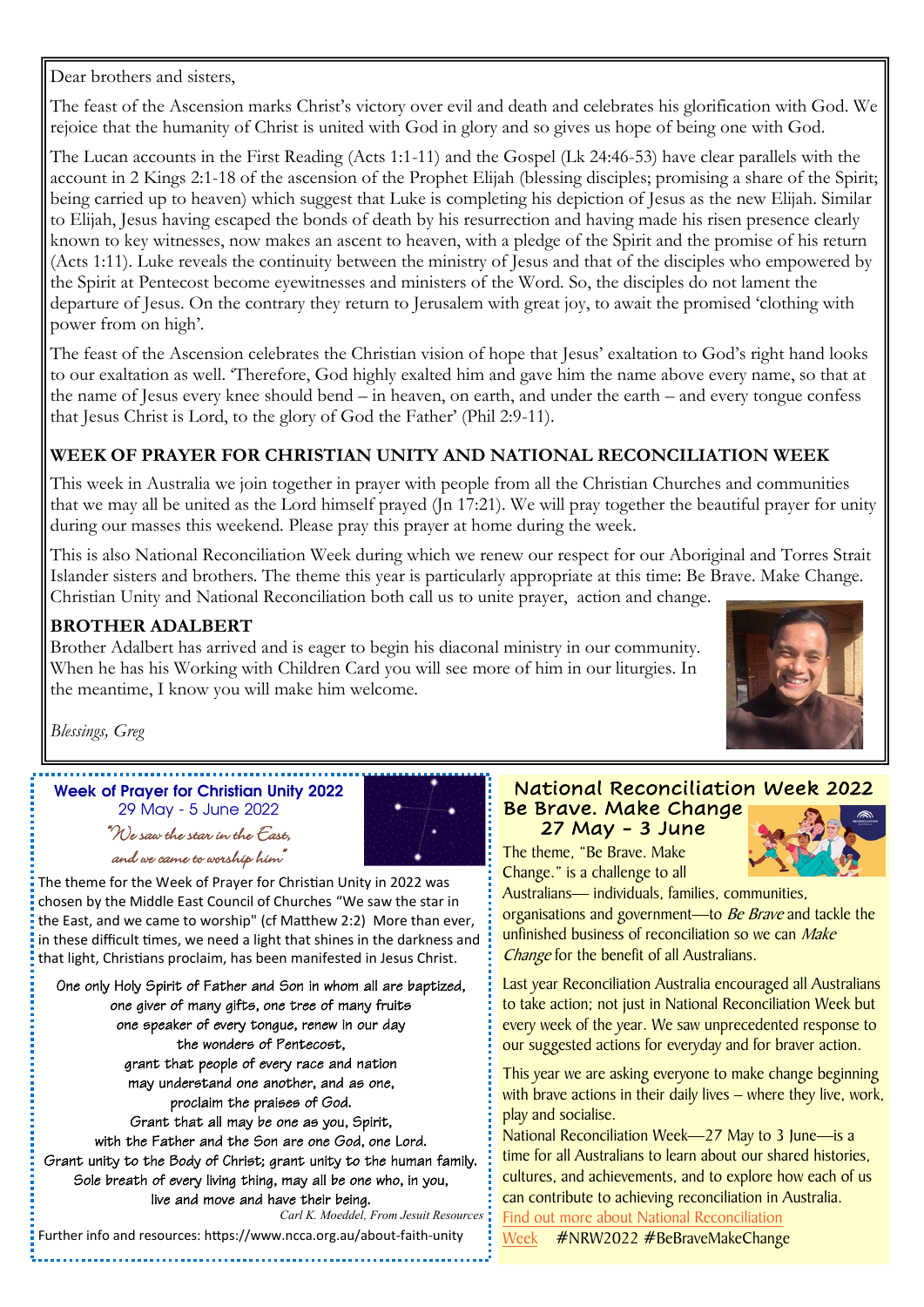Dear brothers and sisters,

The feast of the Ascension marks Christ's victory over evil and death and celebrates his glorification with God. We rejoice that the humanity of Christ is united with God in glory and so gives us hope of being one with God.

The Lucan accounts in the First Reading (Acts 1:1-11) and the Gospel (Lk 24:46-53) have clear parallels with the account in 2 Kings 2:1-18 of the ascension of the Prophet Elijah (blessing disciples; promising a share of the Spirit; being carried up to heaven) which suggest that Luke is completing his depiction of Jesus as the new Elijah. Similar to Elijah, Jesus having escaped the bonds of death by his resurrection and having made his risen presence clearly known to key witnesses, now makes an ascent to heaven, with a pledge of the Spirit and the promise of his return (Acts 1:11). Luke reveals the continuity between the ministry of Jesus and that of the disciples who empowered by the Spirit at Pentecost become eyewitnesses and ministers of the Word. So, the disciples do not lament the departure of Jesus. On the contrary they return to Jerusalem with great joy, to await the promised 'clothing with power from on high'.

The feast of the Ascension celebrates the Christian vision of hope that Jesus' exaltation to God's right hand looks to our exaltation as well. 'Therefore, God highly exalted him and gave him the name above every name, so that at the name of Jesus every knee should bend – in heaven, on earth, and under the earth – and every tongue confess that Jesus Christ is Lord, to the glory of God the Father' (Phil 2:9-11).

## WEEK OF PRAYER FOR CHRISTIAN UNITY AND NATIONAL RECONCILIATION WEEK

This week in Australia we join together in prayer with people from all the Christian Churches and communities that we may all be united as the Lord himself prayed (Jn 17:21). We will pray together the beautiful prayer for unity during our masses this weekend. Please pray this prayer at home during the week.

This is also National Reconciliation Week during which we renew our respect for our Aboriginal and Torres Strait Islander sisters and brothers. The theme this year is particularly appropriate at this time: Be Brave. Make Change. Christian Unity and National Reconciliation both call us to unite prayer, action and change.

## BROTHER ADALBERT

Brother Adalbert has arrived and is eager to begin his diaconal ministry in our community. When he has his Working with Children Card you will see more of him in our liturgies. In the meantime, I know you will make him welcome.

*Blessings, Greg*

## Week of Prayer for Christian Unity 2022

29 May - 5 June 2022

*"We saw the star in the East, and we came to worship him"*

The theme for the Week of Prayer for Christian Unity in 2022 was chosen by the Middle East Council of Churches "We saw the star in the East, and we came to worship" (cf Matthew 2:2) More than ever, in these difficult times, we need a light that shines in the darkness and that light, Christians proclaim, has been manifested in Jesus Christ.

One only Holy Spirit of Father and Son in whom all are baptized,
one giver of many gifts, one tree of many fruits
one speaker of every tongue, renew in our day
the wonders of Pentecost,
grant that people of every race and nation
may understand one another, and as one,
proclaim the praises of God.
Grant that all may be one as you, Spirit,
with the Father and the Son are one God, one Lord.
Grant unity to the Body of Christ; grant unity to the human family.
Sole breath of every living thing, may all be one who, in you,
live and move and have their being.

*Carl K. Moeddel, From Jesuit Resources*

Further info and resources: https://www.ncca.org.au/about-faith-unity

## National Reconciliation Week 2022

### Be Brave. Make Change

### 27 May - 3 June

The theme, "Be Brave. Make Change." is a challenge to all Australians— individuals, families, communities, organisations and government—to *Be Brave* and tackle the unfinished business of reconciliation so we can *Make Change* for the benefit of all Australians.

Last year Reconciliation Australia encouraged all Australians to take action; not just in National Reconciliation Week but every week of the year. We saw unprecedented response to our suggested actions for everyday and for braver action.

This year we are asking everyone to make change beginning with brave actions in their daily lives – where they live, work, play and socialise.

National Reconciliation Week—27 May to 3 June—is a time for all Australians to learn about our shared histories, cultures, and achievements, and to explore how each of us can contribute to achieving reconciliation in Australia.

Find out more about National Reconciliation Week #NRW2022 #BeBraveMakeChange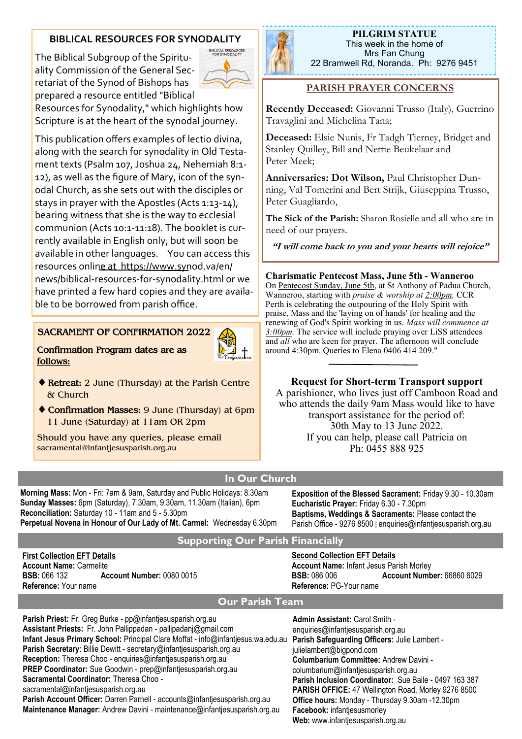## BIBLICAL RESOURCES FOR SYNODALITY

The Biblical Subgroup of the Spirituality Commission of the General Secretariat of the Synod of Bishops has prepared a resource entitled "Biblical Resources for Synodality," which highlights how Scripture is at the heart of the synodal journey.

This publication offers examples of lectio divina, along with the search for synodality in Old Testament texts (Psalm 107, Joshua 24, Nehemiah 8:1-12), as well as the figure of Mary, icon of the synodal Church, as she sets out with the disciples or stays in prayer with the Apostles (Acts 1:13-14), bearing witness that she is the way to ecclesial communion (Acts 10:1-11:18). The booklet is currently available in English only, but will soon be available in other languages. You can access this resources online at https://www.synod.va/en/news/biblical-resources-for-synodality.html or we have printed a few hard copies and they are available to be borrowed from parish office.

## SACRAMENT OF CONFIRMATION 2022

**Confirmation Program dates are as follows:**

- **Retreat:** 2 June (Thursday) at the Parish Centre & Church
- **Confirmation Masses:** 9 June (Thursday) at 6pm 11 June (Saturday) at 11am OR 2pm

Should you have any queries, please email sacramental@infantjesusparish.org.au

## PILGRIM STATUE

This week in the home of
Mrs Fan Chung
22 Bramwell Rd, Noranda. Ph: 9276 9451

## PARISH PRAYER CONCERNS

**Recently Deceased:** Giovanni Trusso (Italy), Guerrino Travaglini and Michelina Tana;

**Deceased:** Elsie Nunis, Fr Tadgh Tierney, Bridget and Stanley Quilley, Bill and Nettie Beukelaar and Peter Meek;

**Anniversaries: Dot Wilson,** Paul Christopher Dunning, Val Tomerini and Bert Strijk, Giuseppina Trusso, Peter Guagliardo,

**The Sick of the Parish:** Sharon Rosielle and all who are in need of our prayers.

***"I will come back to you and your hearts will rejoice"***

**Charismatic Pentecost Mass, June 5th - Wanneroo**

On Pentecost Sunday, June 5th, at St Anthony of Padua Church, Wanneroo, starting with *praise & worship at 2:00pm,* CCR Perth is celebrating the outpouring of the Holy Spirit with praise, Mass and the 'laying on of hands' for healing and the renewing of God's Spirit working in us. *Mass will commence at 3:00pm.* The service will include praying over LiSS attendees and *all* who are keen for prayer. The afternoon will conclude around 4:30pm. Queries to Elena 0406 414 209."

**Request for Short-term Transport support**

A parishioner, who lives just off Camboon Road and who attends the daily 9am Mass would like to have transport assistance for the period of:
30th May to 13 June 2022.
If you can help, please call Patricia on
Ph: 0455 888 925

## In Our Church

**Morning Mass:** Mon - Fri: 7am & 9am, Saturday and Public Holidays: 8.30am
**Sunday Masses:** 6pm (Saturday), 7.30am, 9.30am, 11.30am (Italian), 6pm
**Reconciliation:** Saturday 10 - 11am and 5 - 5.30pm
**Perpetual Novena in Honour of Our Lady of Mt. Carmel:** Wednesday 6.30pm
**Exposition of the Blessed Sacrament:** Friday 9.30 - 10.30am
**Eucharistic Prayer:** Friday 6.30 - 7.30pm
**Baptisms, Weddings & Sacraments:** Please contact the Parish Office - 9276 8500 | enquiries@infantjesusparish.org.au

## Supporting Our Parish Financially

**First Collection EFT Details**
**Account Name:** Carmelite
**BSB:** 066 132 **Account Number:** 0080 0015
**Reference:** Your name

**Second Collection EFT Details**
**Account Name:** Infant Jesus Parish Morley
**BSB:** 086 006 **Account Number:** 66860 6029
**Reference:** PG-Your name

## Our Parish Team

**Parish Priest:** Fr. Greg Burke - pp@infantjesusparish.org.au
**Assistant Priests:** Fr. John Pallippadan - pallipadanj@gmail.com
**Infant Jesus Primary School:** Principal Clare Moffat - info@infantjesus.wa.edu.au
**Parish Secretary**: Billie Dewitt - secretary@infantjesusparish.org.au
**Reception:** Theresa Choo - enquiries@infantjesusparish.org.au
**PREP Coordinator:** Sue Goodwin - prep@infantjesusparish.org.au
**Sacramental Coordinator:** Theresa Choo - sacramental@infantjesusparish.org.au
**Parish Account Officer:** Darren Parnell - accounts@infantjesusparish.org.au
**Maintenance Manager:** Andrew Davini - maintenance@infantjesusparish.org.au
**Admin Assistant:** Carol Smith - enquiries@infantjesusparish.org.au
**Parish Safeguarding Officers:** Julie Lambert - julielambert@bigpond.com
**Columbarium Committee:** Andrew Davini - columbarium@infantjesusparish.org.au
**Parish Inclusion Coordinator:** Sue Baile - 0497 163 387
**PARISH OFFICE:** 47 Wellington Road, Morley 9276 8500
**Office hours:** Monday - Thursday 9.30am -12.30pm
**Facebook:** infantjesusmorley
**Web:** www.infantjesusparish.org.au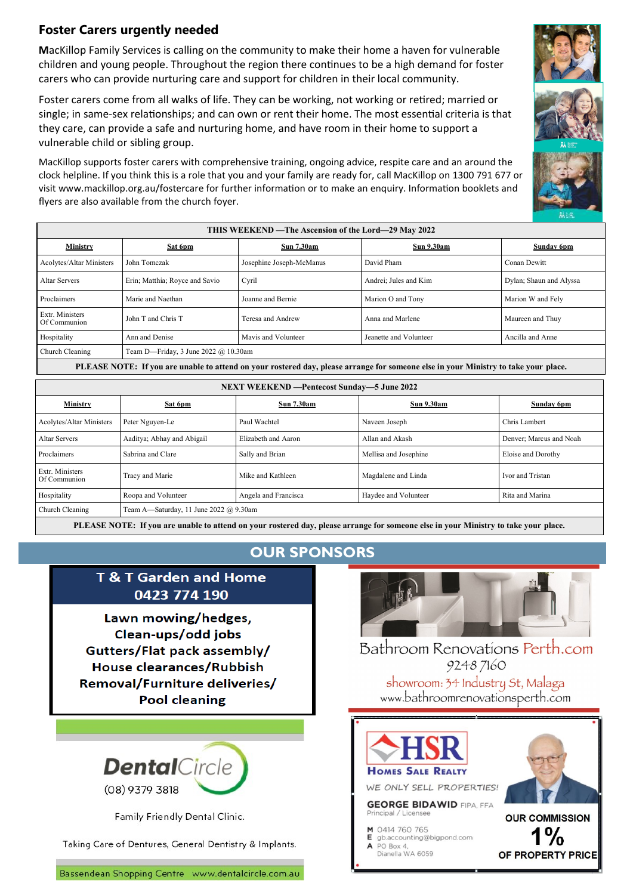## Foster Carers urgently needed

MacKillop Family Services is calling on the community to make their home a haven for vulnerable children and young people. Throughout the region there continues to be a high demand for foster carers who can provide nurturing care and support for children in their local community.

Foster carers come from all walks of life. They can be working, not working or retired; married or single; in same-sex relationships; and can own or rent their home. The most essential criteria is that they care, can provide a safe and nurturing home, and have room in their home to support a vulnerable child or sibling group.

MacKillop supports foster carers with comprehensive training, ongoing advice, respite care and an around the clock helpline. If you think this is a role that you and your family are ready for, call MacKillop on 1300 791 677 or visit www.mackillop.org.au/fostercare for further information or to make an enquiry. Information booklets and flyers are also available from the church foyer.

**THIS WEEKEND —The Ascension of the Lord—29 May 2022**

| Ministry | Sat 6pm | Sun 7.30am | Sun 9.30am | Sunday 6pm |
|---|---|---|---|---|
| Acolytes/Altar Ministers | John Tomczak | Josephine Joseph-McManus | David Pham | Conan Dewitt |
| Altar Servers | Erin; Matthia; Royce and Savio | Cyril | Andrei; Jules and Kim | Dylan; Shaun and Alyssa |
| Proclaimers | Marie and Naethan | Joanne and Bernie | Marion O and Tony | Marion W and Fely |
| Extr. Ministers Of Communion | John T and Chris T | Teresa and Andrew | Anna and Marlene | Maureen and Thuy |
| Hospitality | Ann and Denise | Mavis and Volunteer | Jeanette and Volunteer | Ancilla and Anne |
| Church Cleaning | Team D—Friday, 3 June 2022 @ 10.30am | | | |

**PLEASE NOTE: If you are unable to attend on your rostered day, please arrange for someone else in your Ministry to take your place.**

**NEXT WEEKEND —Pentecost Sunday—5 June 2022**

| Ministry | Sat 6pm | Sun 7.30am | Sun 9.30am | Sunday 6pm |
|---|---|---|---|---|
| Acolytes/Altar Ministers | Peter Nguyen-Le | Paul Wachtel | Naveen Joseph | Chris Lambert |
| Altar Servers | Aaditya; Abhay and Abigail | Elizabeth and Aaron | Allan and Akash | Denver; Marcus and Noah |
| Proclaimers | Sabrina and Clare | Sally and Brian | Mellisa and Josephine | Eloise and Dorothy |
| Extr. Ministers Of Communion | Tracy and Marie | Mike and Kathleen | Magdalene and Linda | Ivor and Tristan |
| Hospitality | Roopa and Volunteer | Angela and Francisca | Haydee and Volunteer | Rita and Marina |
| Church Cleaning | Team A—Saturday, 11 June 2022 @ 9.30am | | | |

**PLEASE NOTE: If you are unable to attend on your rostered day, please arrange for someone else in your Ministry to take your place.**

## OUR SPONSORS

**T & T Garden and Home**
**0423 774 190**

**Lawn mowing/hedges, Clean-ups/odd jobs Gutters/Flat pack assembly/ House clearances/Rubbish Removal/Furniture deliveries/ Pool cleaning**

Bathroom Renovations Perth.com
9248 7160
showroom: 34 Industry St, Malaga
www.bathroomrenovationsperth.com

**DentalCircle**
(08) 9379 3818

Family Friendly Dental Clinic.

Taking Care of Dentures, General Dentistry & Implants.

Bassendean Shopping Centre www.dentalcircle.com.au

**HSR**
**HOMES SALE REALTY**
WE ONLY SELL PROPERTIES!

**GEORGE BIDAWID** FIPA, FFA
Principal / Licensee

M 0414 760 765
E gb.accounting@bigpond.com
A PO Box 4, Dianella WA 6059

**OUR COMMISSION 1% OF PROPERTY PRICE**